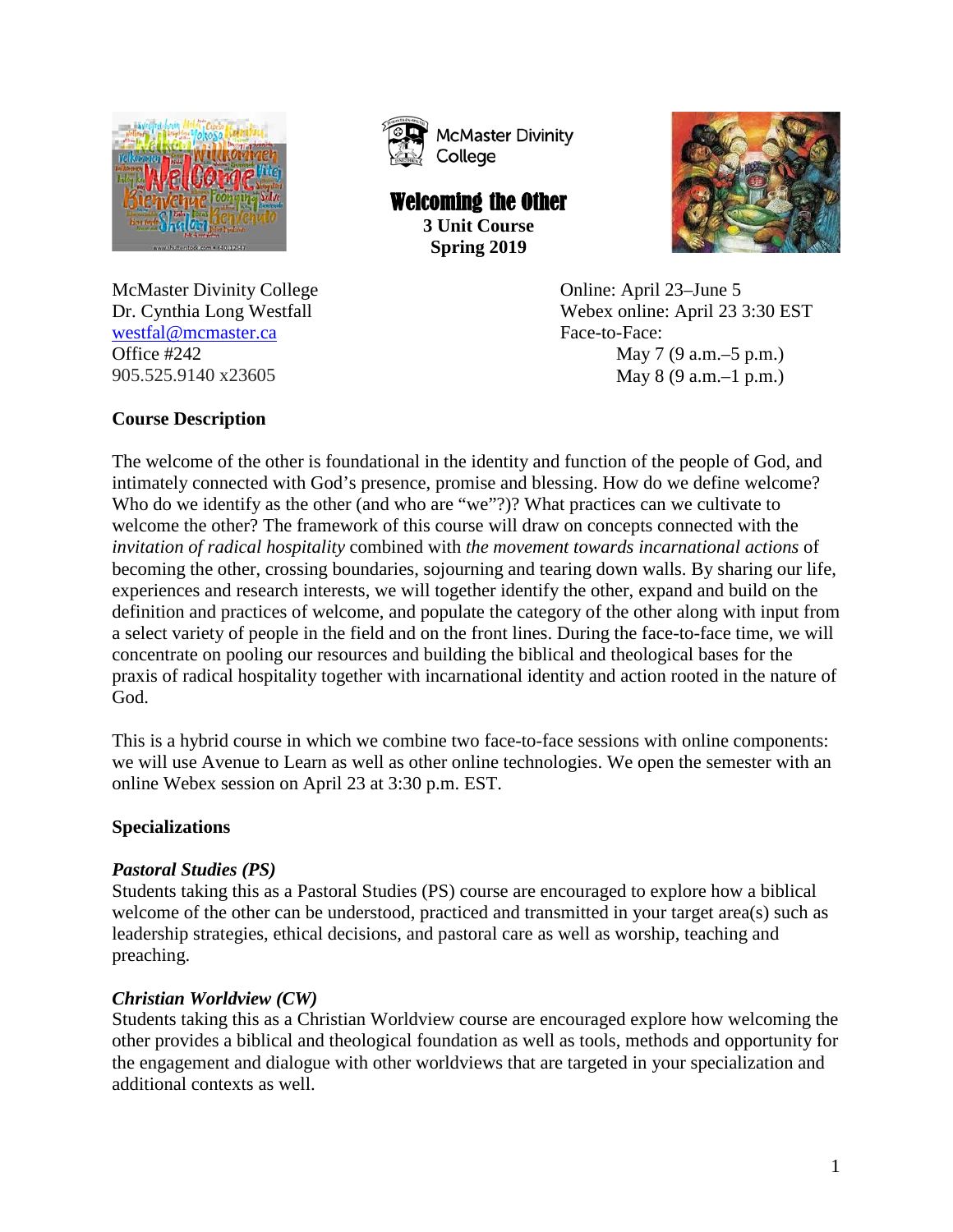McMaster Divinity College

# Welcoming the Other

**3 Unit Course**
**Spring 2019**

McMaster Divinity College
Dr. Cynthia Long Westfall
westfal@mcmaster.ca
Office #242
905.525.9140 x23605

Online: April 23–June 5
Webex online: April 23 3:30 EST
Face-to-Face:
May 7 (9 a.m.–5 p.m.)
May 8 (9 a.m.–1 p.m.)

## Course Description

The welcome of the other is foundational in the identity and function of the people of God, and intimately connected with God's presence, promise and blessing. How do we define welcome? Who do we identify as the other (and who are "we"?)? What practices can we cultivate to welcome the other? The framework of this course will draw on concepts connected with the *invitation of radical hospitality* combined with *the movement towards incarnational actions* of becoming the other, crossing boundaries, sojourning and tearing down walls. By sharing our life, experiences and research interests, we will together identify the other, expand and build on the definition and practices of welcome, and populate the category of the other along with input from a select variety of people in the field and on the front lines. During the face-to-face time, we will concentrate on pooling our resources and building the biblical and theological bases for the praxis of radical hospitality together with incarnational identity and action rooted in the nature of God.

This is a hybrid course in which we combine two face-to-face sessions with online components: we will use Avenue to Learn as well as other online technologies. We open the semester with an online Webex session on April 23 at 3:30 p.m. EST.

## Specializations

### *Pastoral Studies (PS)*

Students taking this as a Pastoral Studies (PS) course are encouraged to explore how a biblical welcome of the other can be understood, practiced and transmitted in your target area(s) such as leadership strategies, ethical decisions, and pastoral care as well as worship, teaching and preaching.

### *Christian Worldview (CW)*

Students taking this as a Christian Worldview course are encouraged explore how welcoming the other provides a biblical and theological foundation as well as tools, methods and opportunity for the engagement and dialogue with other worldviews that are targeted in your specialization and additional contexts as well.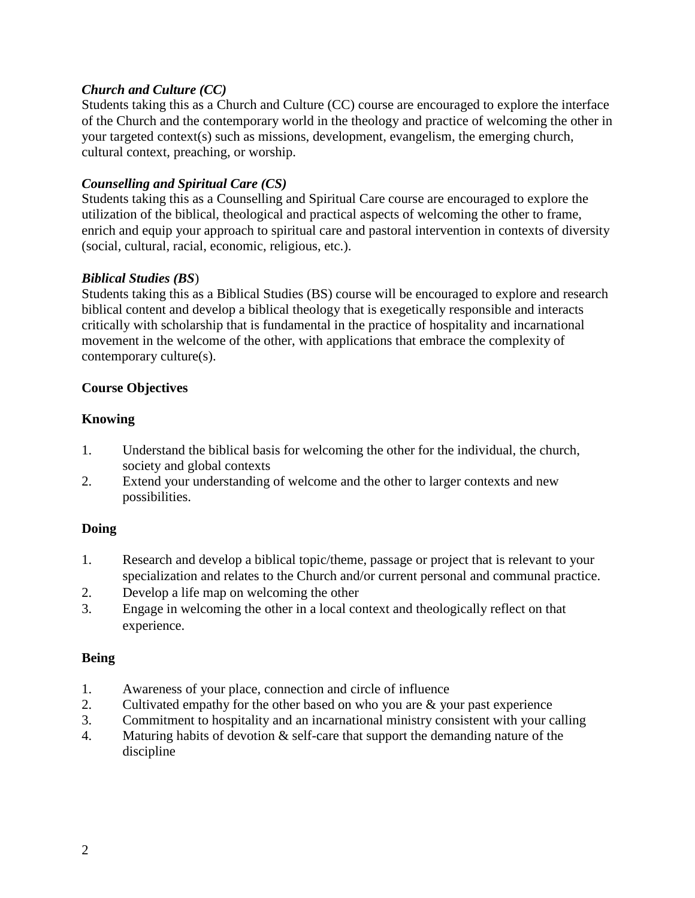***Church and Culture (CC)***

Students taking this as a Church and Culture (CC) course are encouraged to explore the interface of the Church and the contemporary world in the theology and practice of welcoming the other in your targeted context(s) such as missions, development, evangelism, the emerging church, cultural context, preaching, or worship.

***Counselling and Spiritual Care (CS)***

Students taking this as a Counselling and Spiritual Care course are encouraged to explore the utilization of the biblical, theological and practical aspects of welcoming the other to frame, enrich and equip your approach to spiritual care and pastoral intervention in contexts of diversity (social, cultural, racial, economic, religious, etc.).

***Biblical Studies (BS)***

Students taking this as a Biblical Studies (BS) course will be encouraged to explore and research biblical content and develop a biblical theology that is exegetically responsible and interacts critically with scholarship that is fundamental in the practice of hospitality and incarnational movement in the welcome of the other, with applications that embrace the complexity of contemporary culture(s).

**Course Objectives**

**Knowing**

1. Understand the biblical basis for welcoming the other for the individual, the church, society and global contexts
2. Extend your understanding of welcome and the other to larger contexts and new possibilities.

**Doing**

1. Research and develop a biblical topic/theme, passage or project that is relevant to your specialization and relates to the Church and/or current personal and communal practice.
2. Develop a life map on welcoming the other
3. Engage in welcoming the other in a local context and theologically reflect on that experience.

**Being**

1. Awareness of your place, connection and circle of influence
2. Cultivated empathy for the other based on who you are & your past experience
3. Commitment to hospitality and an incarnational ministry consistent with your calling
4. Maturing habits of devotion & self-care that support the demanding nature of the discipline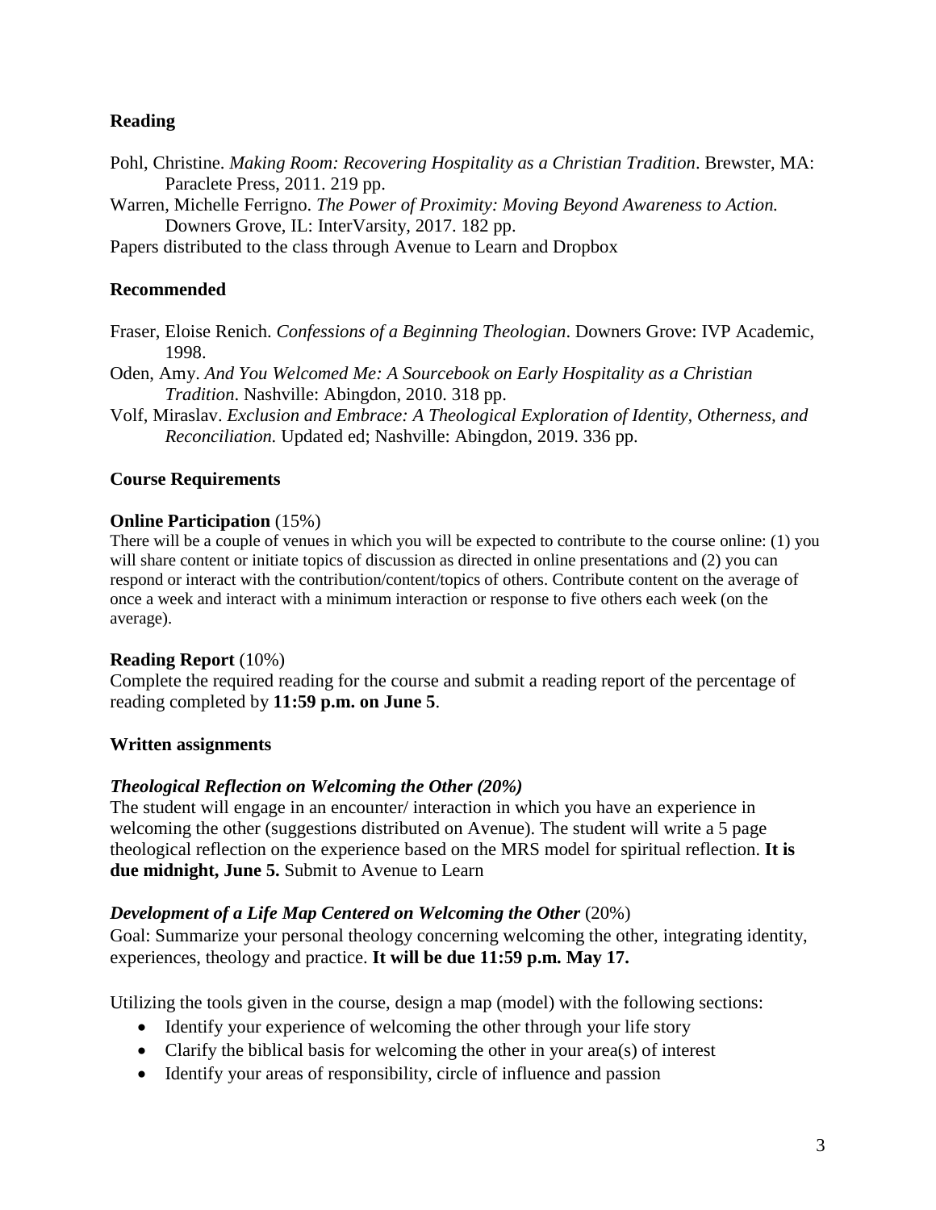### Reading

Pohl, Christine. *Making Room: Recovering Hospitality as a Christian Tradition*. Brewster, MA: Paraclete Press, 2011. 219 pp.

Warren, Michelle Ferrigno. *The Power of Proximity: Moving Beyond Awareness to Action.* Downers Grove, IL: InterVarsity, 2017. 182 pp.

Papers distributed to the class through Avenue to Learn and Dropbox

### Recommended

Fraser, Eloise Renich. *Confessions of a Beginning Theologian*. Downers Grove: IVP Academic, 1998.

Oden, Amy. *And You Welcomed Me: A Sourcebook on Early Hospitality as a Christian Tradition*. Nashville: Abingdon, 2010. 318 pp.

Volf, Miraslav. *Exclusion and Embrace: A Theological Exploration of Identity, Otherness, and Reconciliation.* Updated ed; Nashville: Abingdon, 2019. 336 pp.

### Course Requirements

**Online Participation** (15%)

There will be a couple of venues in which you will be expected to contribute to the course online: (1) you will share content or initiate topics of discussion as directed in online presentations and (2) you can respond or interact with the contribution/content/topics of others. Contribute content on the average of once a week and interact with a minimum interaction or response to five others each week (on the average).

**Reading Report** (10%)

Complete the required reading for the course and submit a reading report of the percentage of reading completed by **11:59 p.m. on June 5**.

**Written assignments**

***Theological Reflection on Welcoming the Other (20%)***

The student will engage in an encounter/ interaction in which you have an experience in welcoming the other (suggestions distributed on Avenue). The student will write a 5 page theological reflection on the experience based on the MRS model for spiritual reflection. **It is due midnight, June 5.** Submit to Avenue to Learn

***Development of a Life Map Centered on Welcoming the Other*** (20%)

Goal: Summarize your personal theology concerning welcoming the other, integrating identity, experiences, theology and practice. **It will be due 11:59 p.m. May 17.**

Utilizing the tools given in the course, design a map (model) with the following sections:

- Identify your experience of welcoming the other through your life story
- Clarify the biblical basis for welcoming the other in your area(s) of interest
- Identify your areas of responsibility, circle of influence and passion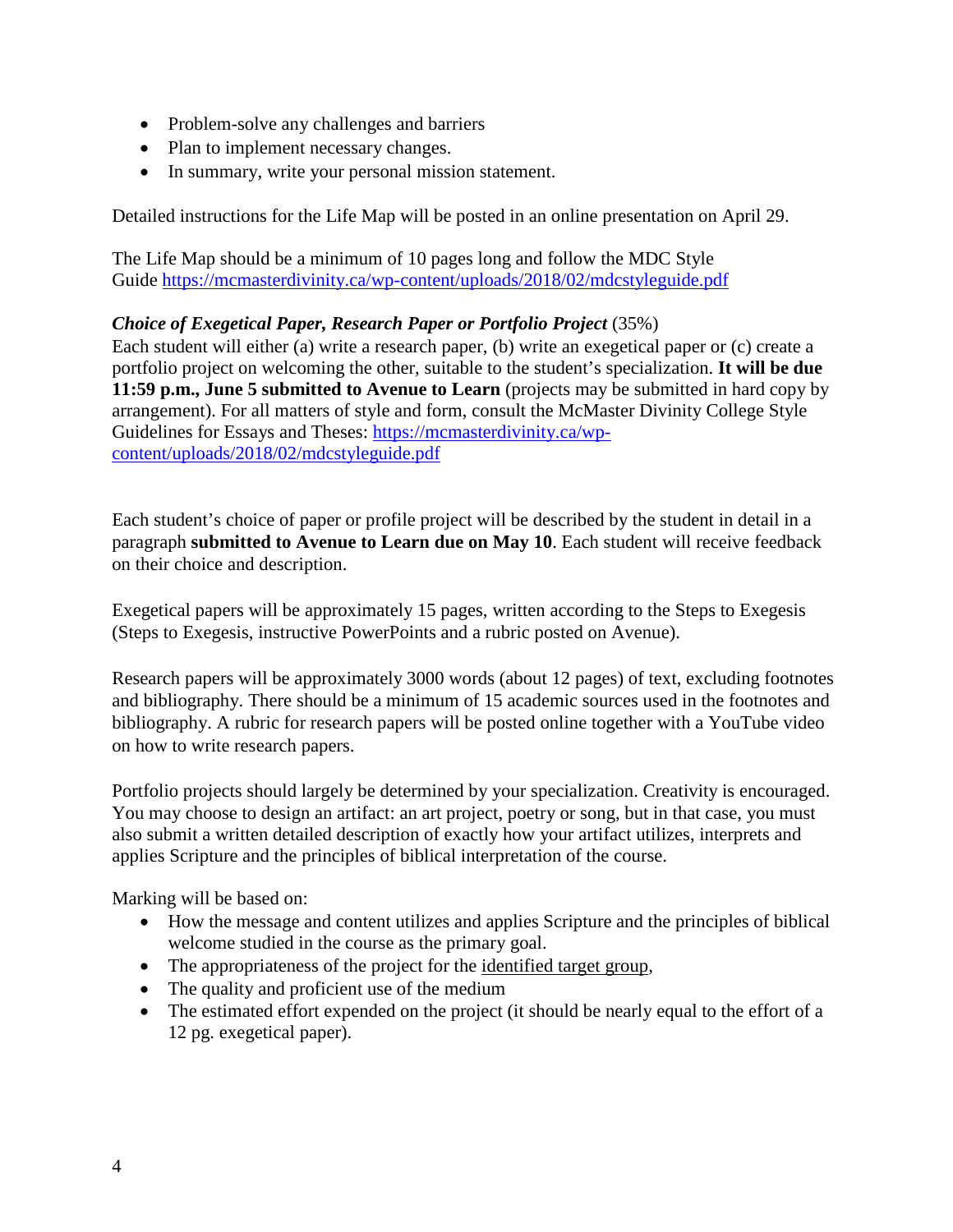- Problem-solve any challenges and barriers
- Plan to implement necessary changes.
- In summary, write your personal mission statement.

Detailed instructions for the Life Map will be posted in an online presentation on April 29.

The Life Map should be a minimum of 10 pages long and follow the MDC Style Guide https://mcmasterdivinity.ca/wp-content/uploads/2018/02/mdcstyleguide.pdf

***Choice of Exegetical Paper, Research Paper or Portfolio Project*** (35%)
Each student will either (a) write a research paper, (b) write an exegetical paper or (c) create a portfolio project on welcoming the other, suitable to the student's specialization. **It will be due 11:59 p.m., June 5 submitted to Avenue to Learn** (projects may be submitted in hard copy by arrangement). For all matters of style and form, consult the McMaster Divinity College Style Guidelines for Essays and Theses: https://mcmasterdivinity.ca/wp-content/uploads/2018/02/mdcstyleguide.pdf

Each student's choice of paper or profile project will be described by the student in detail in a paragraph **submitted to Avenue to Learn due on May 10**. Each student will receive feedback on their choice and description.

Exegetical papers will be approximately 15 pages, written according to the Steps to Exegesis (Steps to Exegesis, instructive PowerPoints and a rubric posted on Avenue).

Research papers will be approximately 3000 words (about 12 pages) of text, excluding footnotes and bibliography. There should be a minimum of 15 academic sources used in the footnotes and bibliography. A rubric for research papers will be posted online together with a YouTube video on how to write research papers.

Portfolio projects should largely be determined by your specialization. Creativity is encouraged. You may choose to design an artifact: an art project, poetry or song, but in that case, you must also submit a written detailed description of exactly how your artifact utilizes, interprets and applies Scripture and the principles of biblical interpretation of the course.

Marking will be based on:

- How the message and content utilizes and applies Scripture and the principles of biblical welcome studied in the course as the primary goal.
- The appropriateness of the project for the identified target group,
- The quality and proficient use of the medium
- The estimated effort expended on the project (it should be nearly equal to the effort of a 12 pg. exegetical paper).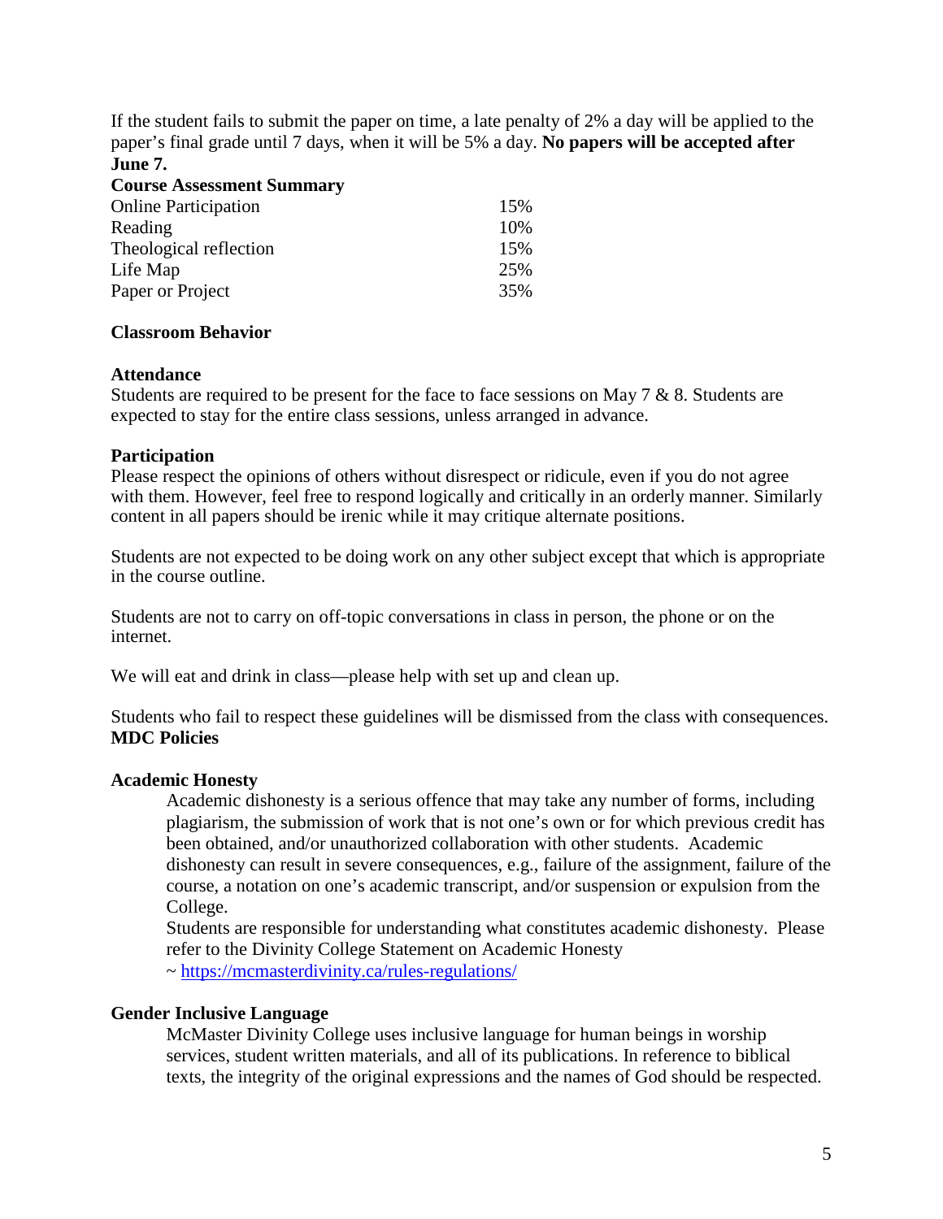If the student fails to submit the paper on time, a late penalty of 2% a day will be applied to the paper's final grade until 7 days, when it will be 5% a day. **No papers will be accepted after June 7.**

**Course Assessment Summary**

| | |
|---|---|
| Online Participation | 15% |
| Reading | 10% |
| Theological reflection | 15% |
| Life Map | 25% |
| Paper or Project | 35% |

**Classroom Behavior**

**Attendance**
Students are required to be present for the face to face sessions on May 7 & 8. Students are expected to stay for the entire class sessions, unless arranged in advance.

**Participation**
Please respect the opinions of others without disrespect or ridicule, even if you do not agree with them. However, feel free to respond logically and critically in an orderly manner. Similarly content in all papers should be irenic while it may critique alternate positions.

Students are not expected to be doing work on any other subject except that which is appropriate in the course outline.

Students are not to carry on off-topic conversations in class in person, the phone or on the internet.

We will eat and drink in class—please help with set up and clean up.

Students who fail to respect these guidelines will be dismissed from the class with consequences.

**MDC Policies**

**Academic Honesty**

Academic dishonesty is a serious offence that may take any number of forms, including plagiarism, the submission of work that is not one's own or for which previous credit has been obtained, and/or unauthorized collaboration with other students. Academic dishonesty can result in severe consequences, e.g., failure of the assignment, failure of the course, a notation on one's academic transcript, and/or suspension or expulsion from the College.

Students are responsible for understanding what constitutes academic dishonesty. Please refer to the Divinity College Statement on Academic Honesty ~ https://mcmasterdivinity.ca/rules-regulations/

**Gender Inclusive Language**

McMaster Divinity College uses inclusive language for human beings in worship services, student written materials, and all of its publications. In reference to biblical texts, the integrity of the original expressions and the names of God should be respected.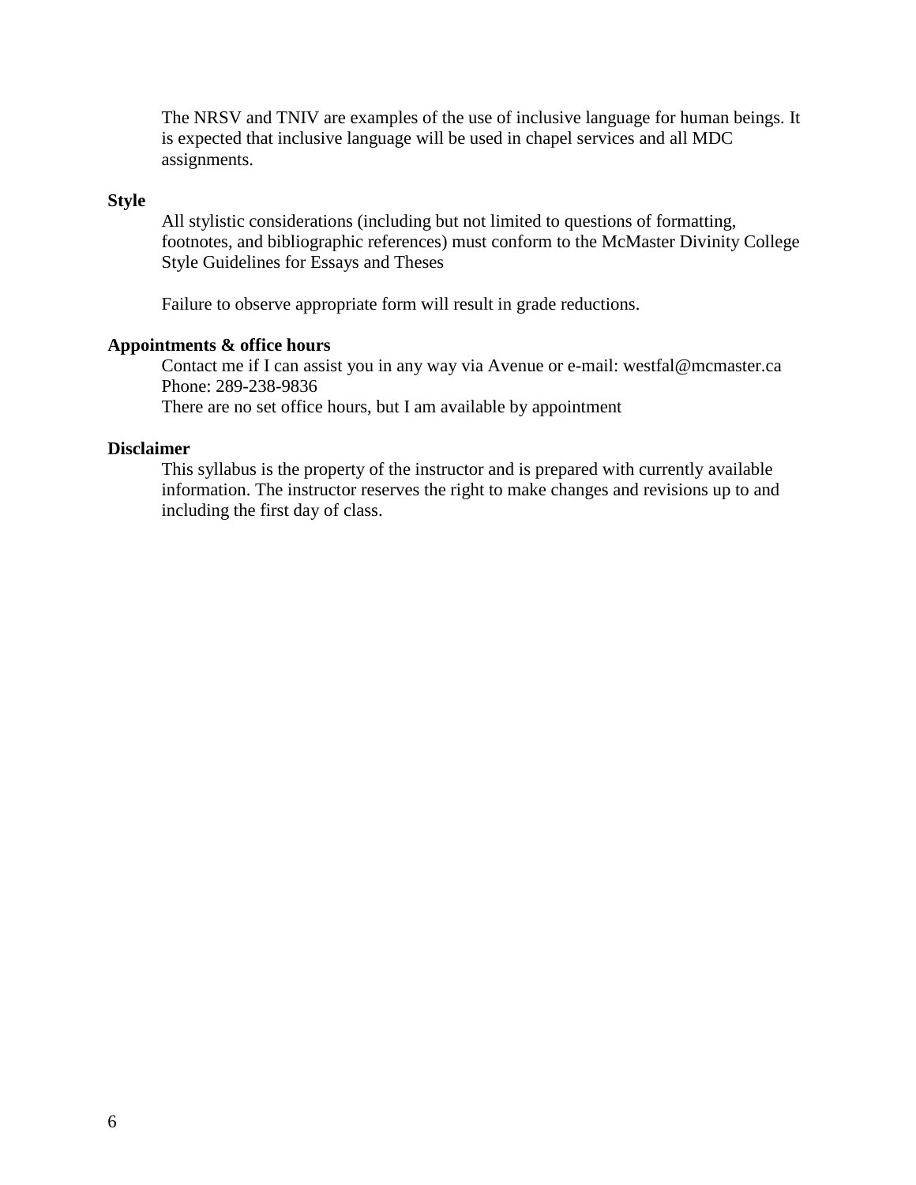The NRSV and TNIV are examples of the use of inclusive language for human beings. It is expected that inclusive language will be used in chapel services and all MDC assignments.

**Style**

All stylistic considerations (including but not limited to questions of formatting, footnotes, and bibliographic references) must conform to the McMaster Divinity College Style Guidelines for Essays and Theses

Failure to observe appropriate form will result in grade reductions.

**Appointments & office hours**

Contact me if I can assist you in any way via Avenue or e-mail: westfal@mcmaster.ca
Phone: 289-238-9836
There are no set office hours, but I am available by appointment

**Disclaimer**

This syllabus is the property of the instructor and is prepared with currently available information. The instructor reserves the right to make changes and revisions up to and including the first day of class.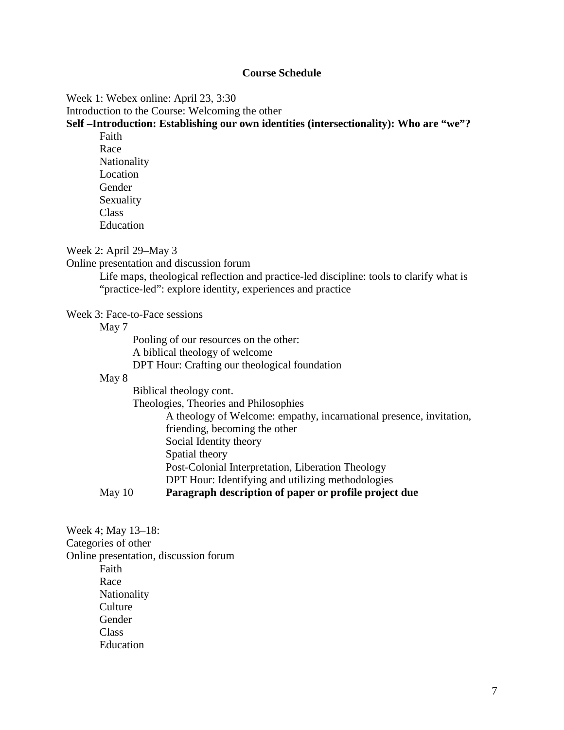## Course Schedule

Week 1: Webex online: April 23, 3:30
Introduction to the Course: Welcoming the other
**Self –Introduction: Establishing our own identities (intersectionality): Who are "we"?**

- Faith
- Race
- Nationality
- Location
- Gender
- Sexuality
- Class
- Education

Week 2: April 29–May 3
Online presentation and discussion forum

> Life maps, theological reflection and practice-led discipline: tools to clarify what is "practice-led": explore identity, experiences and practice

Week 3: Face-to-Face sessions

- May 7
  - Pooling of our resources on the other:
  - A biblical theology of welcome
  - DPT Hour: Crafting our theological foundation
- May 8
  - Biblical theology cont.
  - Theologies, Theories and Philosophies
    - A theology of Welcome: empathy, incarnational presence, invitation, friending, becoming the other
    - Social Identity theory
    - Spatial theory
    - Post-Colonial Interpretation, Liberation Theology
    - DPT Hour: Identifying and utilizing methodologies
- May 10 **Paragraph description of paper or profile project due**

Week 4; May 13–18:
Categories of other
Online presentation, discussion forum

- Faith
- Race
- Nationality
- Culture
- Gender
- Class
- Education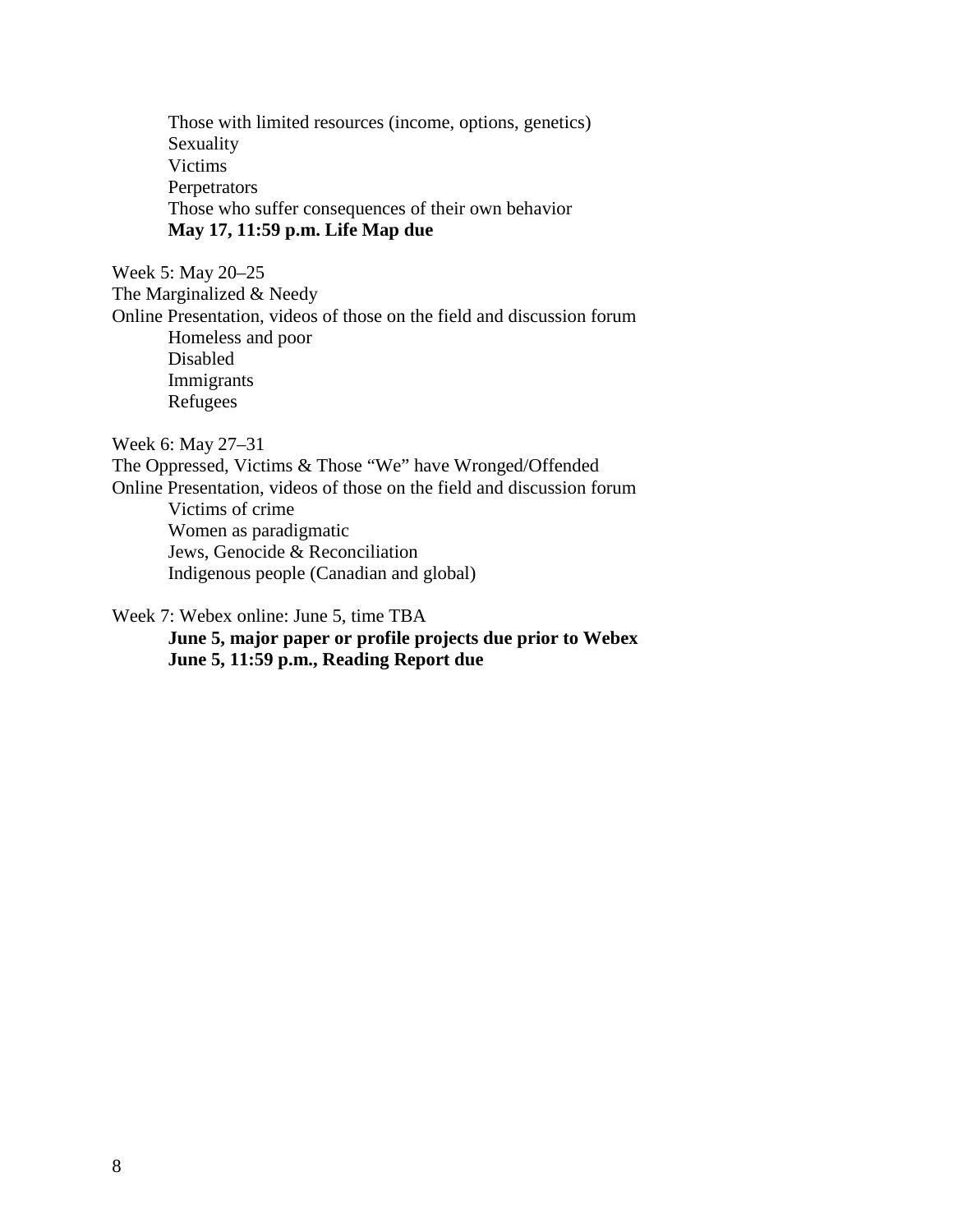Those with limited resources (income, options, genetics)
Sexuality
Victims
Perpetrators
Those who suffer consequences of their own behavior
**May 17, 11:59 p.m. Life Map due**

Week 5: May 20–25
The Marginalized & Needy
Online Presentation, videos of those on the field and discussion forum
Homeless and poor
Disabled
Immigrants
Refugees

Week 6: May 27–31
The Oppressed, Victims & Those "We" have Wronged/Offended
Online Presentation, videos of those on the field and discussion forum
Victims of crime
Women as paradigmatic
Jews, Genocide & Reconciliation
Indigenous people (Canadian and global)

Week 7: Webex online: June 5, time TBA
**June 5, major paper or profile projects due prior to Webex**
**June 5, 11:59 p.m., Reading Report due**